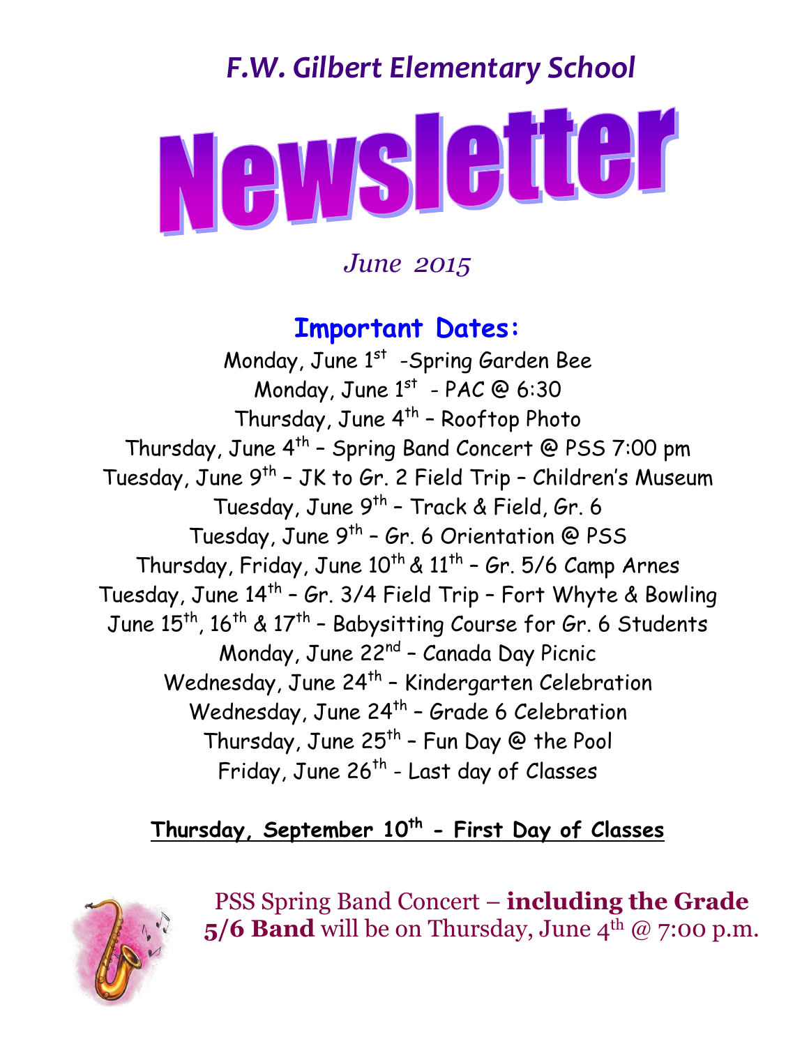# F.W. Gilbert Elementary School

# Newsletter

*June 2015*

## Important Dates:

Monday, June 1st -Spring Garden Bee
Monday, June 1st - PAC @ 6:30
Thursday, June 4th – Rooftop Photo
Thursday, June 4th – Spring Band Concert @ PSS 7:00 pm
Tuesday, June 9th – JK to Gr. 2 Field Trip – Children's Museum
Tuesday, June 9th – Track & Field, Gr. 6
Tuesday, June 9th – Gr. 6 Orientation @ PSS
Thursday, Friday, June 10th & 11th – Gr. 5/6 Camp Arnes
Tuesday, June 14th – Gr. 3/4 Field Trip – Fort Whyte & Bowling
June 15th, 16th & 17th – Babysitting Course for Gr. 6 Students
Monday, June 22nd – Canada Day Picnic
Wednesday, June 24th – Kindergarten Celebration
Wednesday, June 24th – Grade 6 Celebration
Thursday, June 25th – Fun Day @ the Pool
Friday, June 26th - Last day of Classes

**Thursday, September 10th - First Day of Classes**

PSS Spring Band Concert – **including the Grade 5/6 Band** will be on Thursday, June 4th @ 7:00 p.m.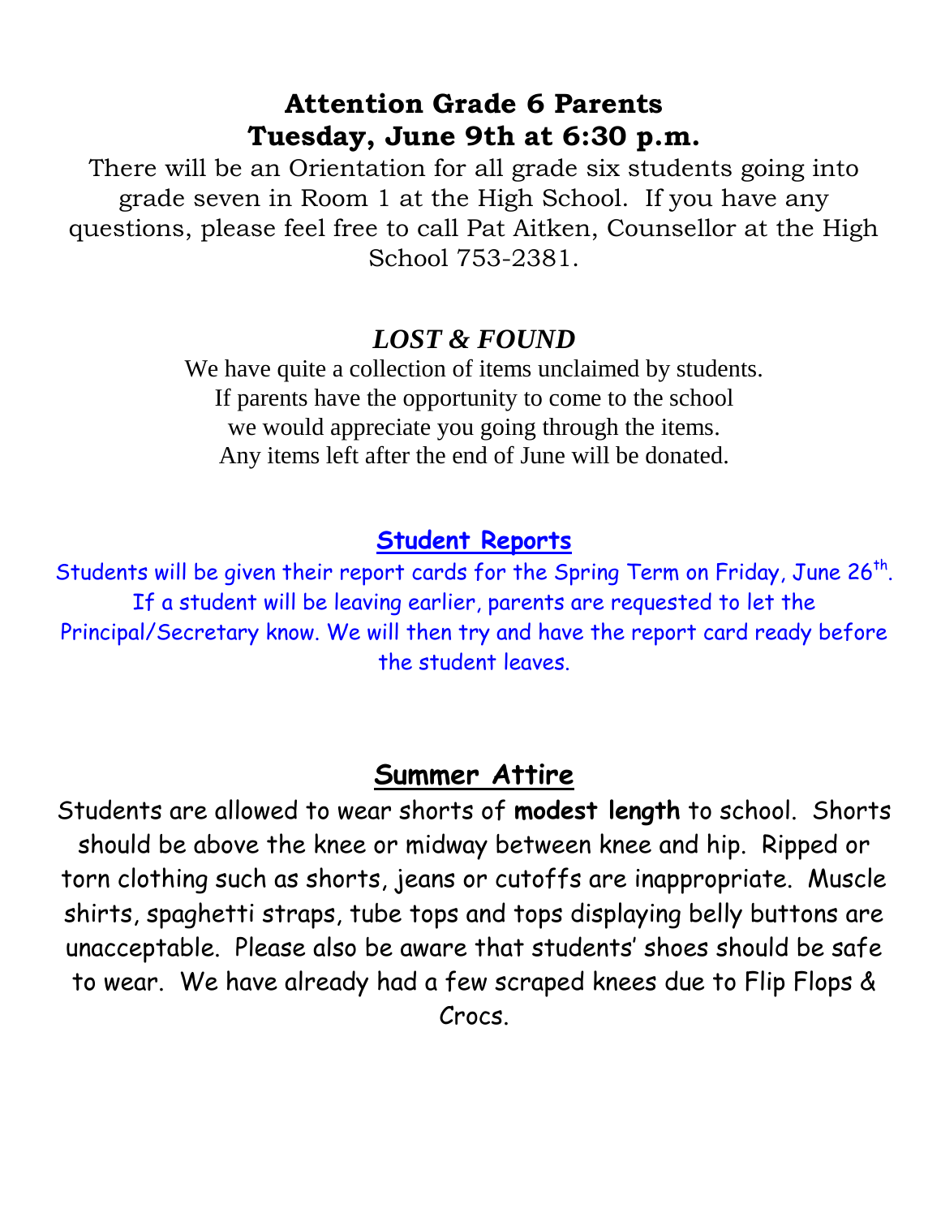## Attention Grade 6 Parents
## Tuesday, June 9th at 6:30 p.m.

There will be an Orientation for all grade six students going into grade seven in Room 1 at the High School. If you have any questions, please feel free to call Pat Aitken, Counsellor at the High School 753-2381.

## *LOST & FOUND*

We have quite a collection of items unclaimed by students.
If parents have the opportunity to come to the school
we would appreciate you going through the items.
Any items left after the end of June will be donated.

## Student Reports

Students will be given their report cards for the Spring Term on Friday, June 26th. If a student will be leaving earlier, parents are requested to let the Principal/Secretary know. We will then try and have the report card ready before the student leaves.

## Summer Attire

Students are allowed to wear shorts of **modest length** to school. Shorts should be above the knee or midway between knee and hip. Ripped or torn clothing such as shorts, jeans or cutoffs are inappropriate. Muscle shirts, spaghetti straps, tube tops and tops displaying belly buttons are unacceptable. Please also be aware that students' shoes should be safe to wear. We have already had a few scraped knees due to Flip Flops & Crocs.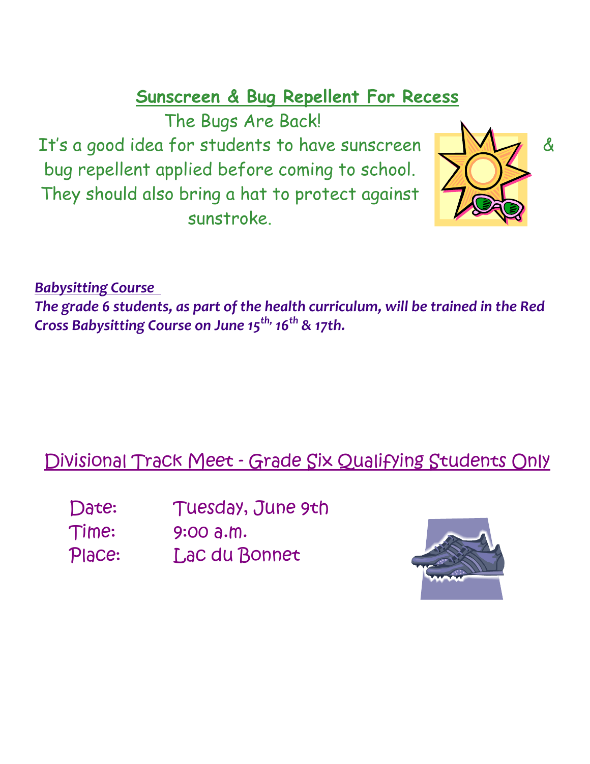## Sunscreen & Bug Repellent For Recess

The Bugs Are Back!

It's a good idea for students to have sunscreen & bug repellent applied before coming to school. They should also bring a hat to protect against sunstroke.

***Babysitting Course***

***The grade 6 students, as part of the health curriculum, will be trained in the Red Cross Babysitting Course on June 15th, 16th & 17th.***

## Divisional Track Meet - Grade Six Qualifying Students Only

Date: Tuesday, June 9th
Time: 9:00 a.m.
Place: Lac du Bonnet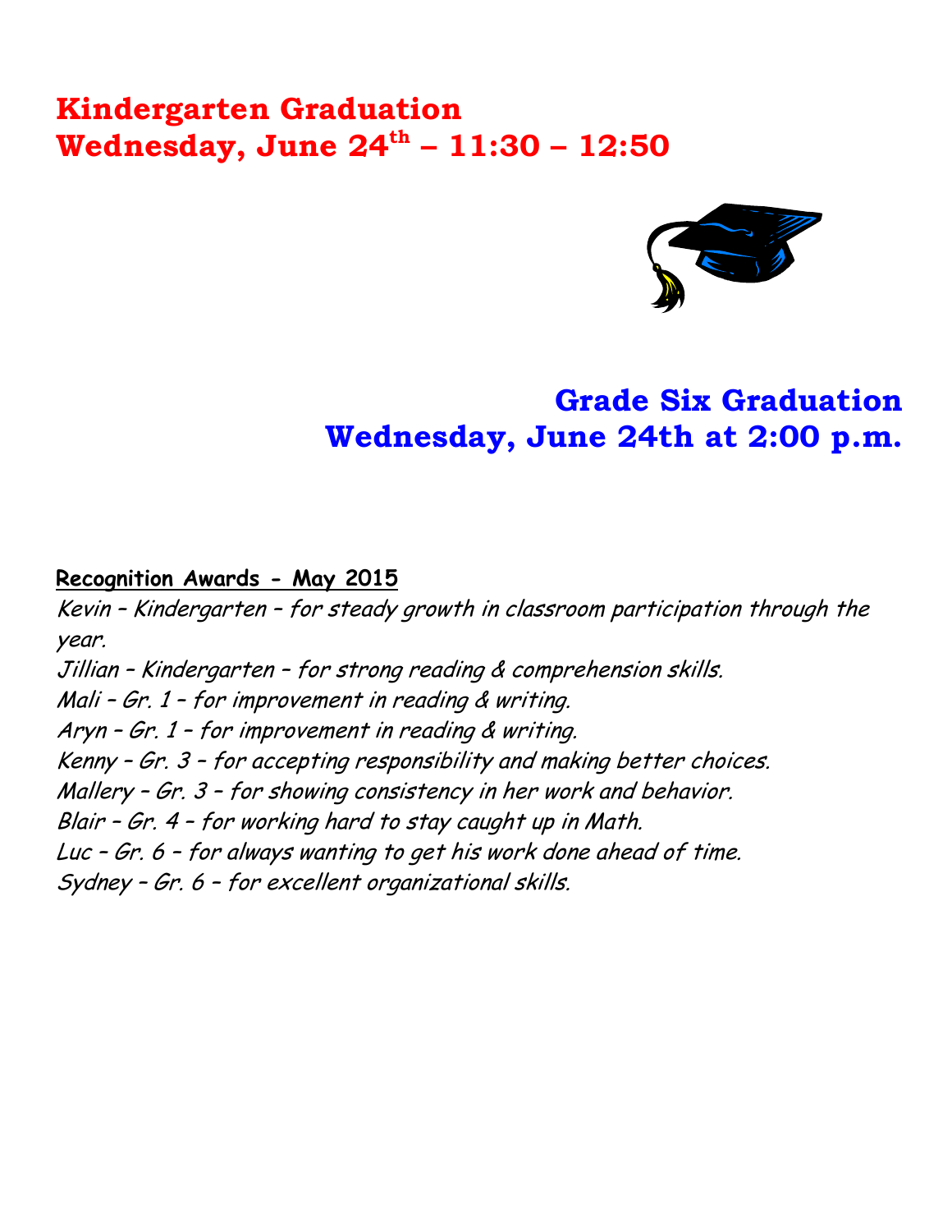## Kindergarten Graduation
## Wednesday, June 24th – 11:30 – 12:50

## Grade Six Graduation
## Wednesday, June 24th at 2:00 p.m.

**Recognition Awards - May 2015**

*Kevin – Kindergarten – for steady growth in classroom participation through the year.*
*Jillian – Kindergarten – for strong reading & comprehension skills.*
*Mali – Gr. 1 – for improvement in reading & writing.*
*Aryn – Gr. 1 – for improvement in reading & writing.*
*Kenny – Gr. 3 – for accepting responsibility and making better choices.*
*Mallery – Gr. 3 – for showing consistency in her work and behavior.*
*Blair – Gr. 4 – for working hard to stay caught up in Math.*
*Luc – Gr. 6 – for always wanting to get his work done ahead of time.*
*Sydney – Gr. 6 – for excellent organizational skills.*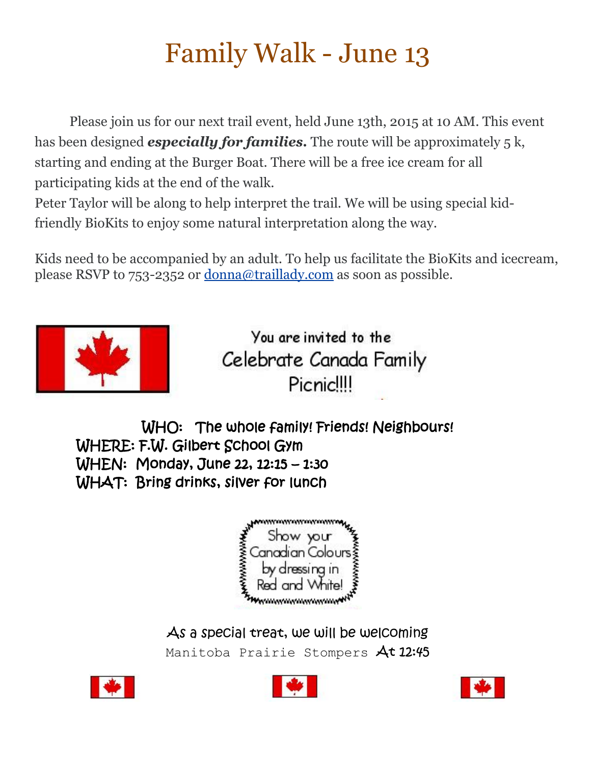# Family Walk - June 13

Please join us for our next trail event, held June 13th, 2015 at 10 AM. This event has been designed ***especially for families.*** The route will be approximately 5 k, starting and ending at the Burger Boat. There will be a free ice cream for all participating kids at the end of the walk.
Peter Taylor will be along to help interpret the trail. We will be using special kid-friendly BioKits to enjoy some natural interpretation along the way.

Kids need to be accompanied by an adult. To help us facilitate the BioKits and icecream, please RSVP to 753-2352 or donna@traillady.com as soon as possible.

You are invited to the
Celebrate Canada Family Picnic!!!!

WHO: The whole family! Friends! Neighbours!
WHERE: F.W. Gilbert School Gym
WHEN: Monday, June 22, 12:15 – 1:30
WHAT: Bring drinks, silver for lunch

Show your Canadian Colours by dressing in Red and White!

As a special treat, we will be welcoming
Manitoba Prairie Stompers At 12:45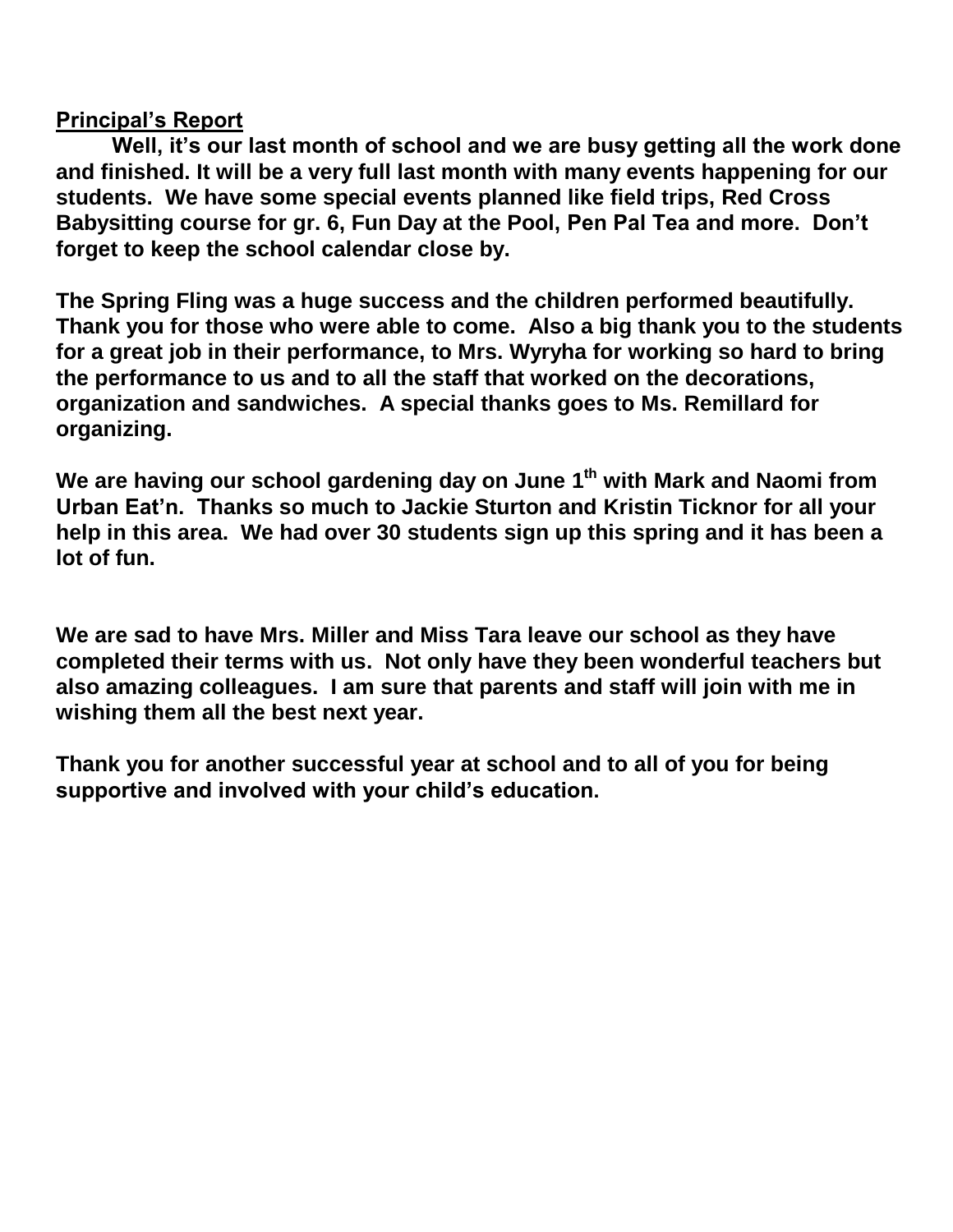**Principal's Report**

Well, it's our last month of school and we are busy getting all the work done and finished. It will be a very full last month with many events happening for our students. We have some special events planned like field trips, Red Cross Babysitting course for gr. 6, Fun Day at the Pool, Pen Pal Tea and more. Don't forget to keep the school calendar close by.

The Spring Fling was a huge success and the children performed beautifully. Thank you for those who were able to come. Also a big thank you to the students for a great job in their performance, to Mrs. Wyryha for working so hard to bring the performance to us and to all the staff that worked on the decorations, organization and sandwiches. A special thanks goes to Ms. Remillard for organizing.

We are having our school gardening day on June 1th with Mark and Naomi from Urban Eat'n. Thanks so much to Jackie Sturton and Kristin Ticknor for all your help in this area. We had over 30 students sign up this spring and it has been a lot of fun.

We are sad to have Mrs. Miller and Miss Tara leave our school as they have completed their terms with us. Not only have they been wonderful teachers but also amazing colleagues. I am sure that parents and staff will join with me in wishing them all the best next year.

Thank you for another successful year at school and to all of you for being supportive and involved with your child's education.